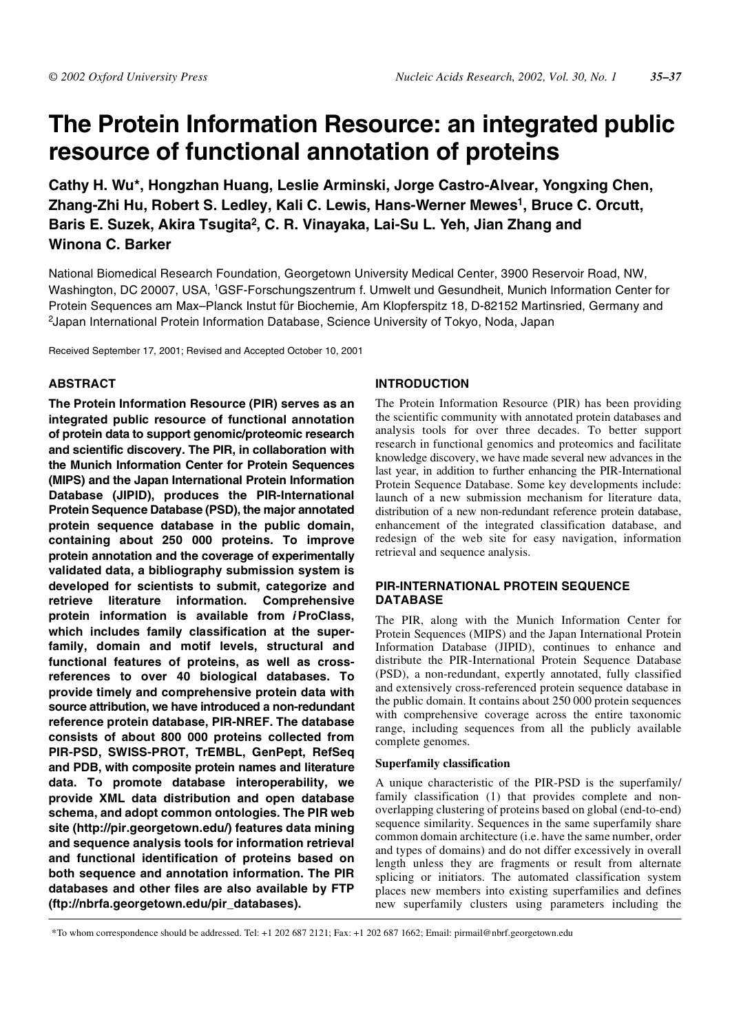# The Protein Information Resource: an integrated public resource of functional annotation of proteins

**Cathy H. Wu\*, Hongzhan Huang, Leslie Arminski, Jorge Castro-Alvear, Yongxing Chen, Zhang-Zhi Hu, Robert S. Ledley, Kali C. Lewis, Hans-Werner Mewes[1], Bruce C. Orcutt, Baris E. Suzek, Akira Tsugita[2], C. R. Vinayaka, Lai-Su L. Yeh, Jian Zhang and Winona C. Barker**

National Biomedical Research Foundation, Georgetown University Medical Center, 3900 Reservoir Road, NW, Washington, DC 20007, USA, [1]GSF-Forschungszentrum f. Umwelt und Gesundheit, Munich Information Center for Protein Sequences am Max–Planck Instut für Biochemie, Am Klopferspitz 18, D-82152 Martinsried, Germany and [2]Japan International Protein Information Database, Science University of Tokyo, Noda, Japan

Received September 17, 2001; Revised and Accepted October 10, 2001

## ABSTRACT

**The Protein Information Resource (PIR) serves as an integrated public resource of functional annotation of protein data to support genomic/proteomic research and scientific discovery. The PIR, in collaboration with the Munich Information Center for Protein Sequences (MIPS) and the Japan International Protein Information Database (JIPID), produces the PIR-International Protein Sequence Database (PSD), the major annotated protein sequence database in the public domain, containing about 250 000 proteins. To improve protein annotation and the coverage of experimentally validated data, a bibliography submission system is developed for scientists to submit, categorize and retrieve literature information. Comprehensive protein information is available from *i*ProClass, which includes family classification at the superfamily, domain and motif levels, structural and functional features of proteins, as well as cross-references to over 40 biological databases. To provide timely and comprehensive protein data with source attribution, we have introduced a non-redundant reference protein database, PIR-NREF. The database consists of about 800 000 proteins collected from PIR-PSD, SWISS-PROT, TrEMBL, GenPept, RefSeq and PDB, with composite protein names and literature data. To promote database interoperability, we provide XML data distribution and open database schema, and adopt common ontologies. The PIR web site (http://pir.georgetown.edu/) features data mining and sequence analysis tools for information retrieval and functional identification of proteins based on both sequence and annotation information. The PIR databases and other files are also available by FTP (ftp://nbrfa.georgetown.edu/pir_databases).**

## INTRODUCTION

The Protein Information Resource (PIR) has been providing the scientific community with annotated protein databases and analysis tools for over three decades. To better support research in functional genomics and proteomics and facilitate knowledge discovery, we have made several new advances in the last year, in addition to further enhancing the PIR-International Protein Sequence Database. Some key developments include: launch of a new submission mechanism for literature data, distribution of a new non-redundant reference protein database, enhancement of the integrated classification database, and redesign of the web site for easy navigation, information retrieval and sequence analysis.

## PIR-INTERNATIONAL PROTEIN SEQUENCE DATABASE

The PIR, along with the Munich Information Center for Protein Sequences (MIPS) and the Japan International Protein Information Database (JIPID), continues to enhance and distribute the PIR-International Protein Sequence Database (PSD), a non-redundant, expertly annotated, fully classified and extensively cross-referenced protein sequence database in the public domain. It contains about 250 000 protein sequences with comprehensive coverage across the entire taxonomic range, including sequences from all the publicly available complete genomes.

### Superfamily classification

A unique characteristic of the PIR-PSD is the superfamily/family classification (1) that provides complete and non-overlapping clustering of proteins based on global (end-to-end) sequence similarity. Sequences in the same superfamily share common domain architecture (i.e. have the same number, order and types of domains) and do not differ excessively in overall length unless they are fragments or result from alternate splicing or initiators. The automated classification system places new members into existing superfamilies and defines new superfamily clusters using parameters including the

\*To whom correspondence should be addressed. Tel: +1 202 687 2121; Fax: +1 202 687 1662; Email: pirmail@nbrf.georgetown.edu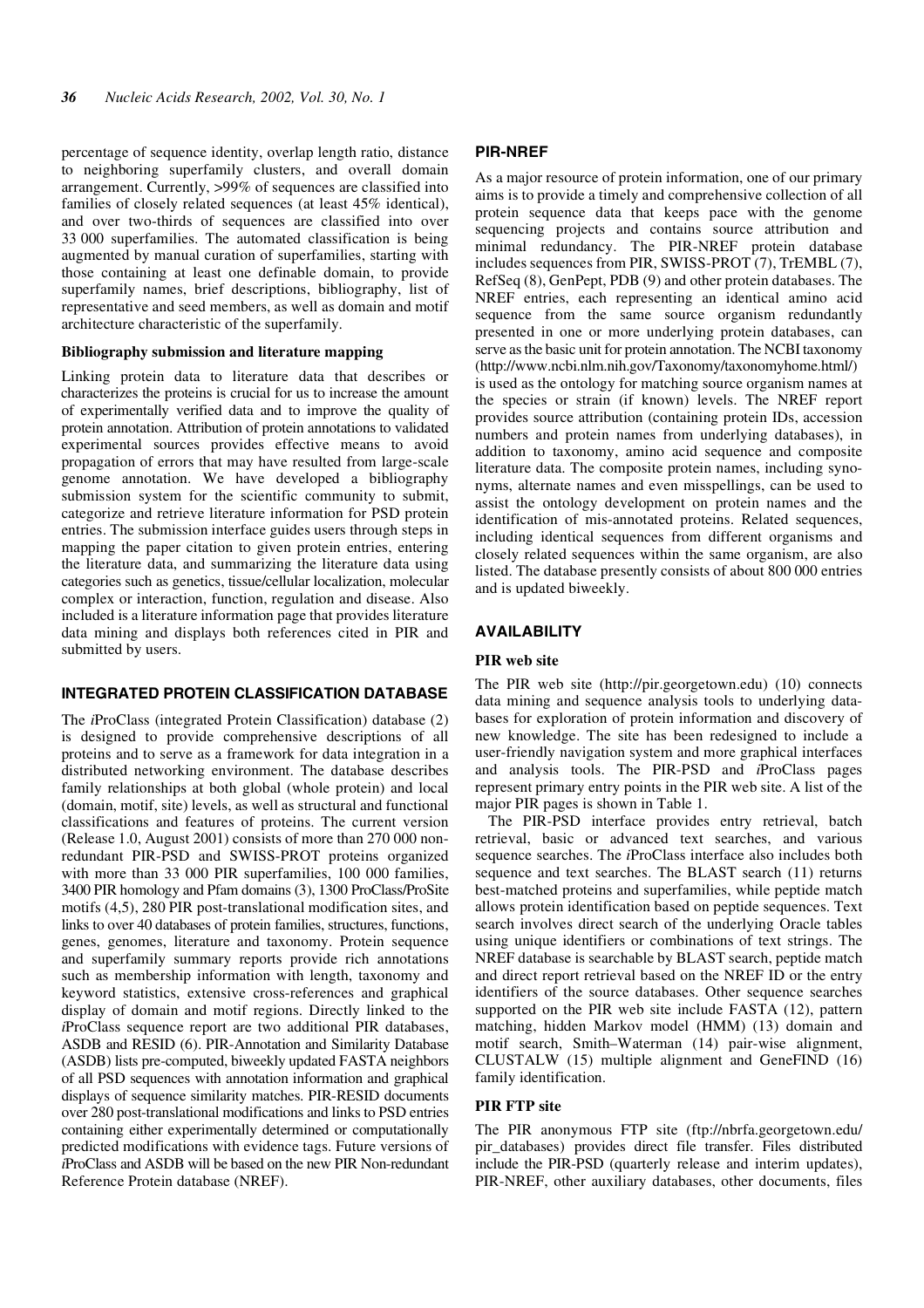percentage of sequence identity, overlap length ratio, distance to neighboring superfamily clusters, and overall domain arrangement. Currently, >99% of sequences are classified into families of closely related sequences (at least 45% identical), and over two-thirds of sequences are classified into over 33 000 superfamilies. The automated classification is being augmented by manual curation of superfamilies, starting with those containing at least one definable domain, to provide superfamily names, brief descriptions, bibliography, list of representative and seed members, as well as domain and motif architecture characteristic of the superfamily.

### Bibliography submission and literature mapping

Linking protein data to literature data that describes or characterizes the proteins is crucial for us to increase the amount of experimentally verified data and to improve the quality of protein annotation. Attribution of protein annotations to validated experimental sources provides effective means to avoid propagation of errors that may have resulted from large-scale genome annotation. We have developed a bibliography submission system for the scientific community to submit, categorize and retrieve literature information for PSD protein entries. The submission interface guides users through steps in mapping the paper citation to given protein entries, entering the literature data, and summarizing the literature data using categories such as genetics, tissue/cellular localization, molecular complex or interaction, function, regulation and disease. Also included is a literature information page that provides literature data mining and displays both references cited in PIR and submitted by users.

## INTEGRATED PROTEIN CLASSIFICATION DATABASE

The *i*ProClass (integrated Protein Classification) database (2) is designed to provide comprehensive descriptions of all proteins and to serve as a framework for data integration in a distributed networking environment. The database describes family relationships at both global (whole protein) and local (domain, motif, site) levels, as well as structural and functional classifications and features of proteins. The current version (Release 1.0, August 2001) consists of more than 270 000 non-redundant PIR-PSD and SWISS-PROT proteins organized with more than 33 000 PIR superfamilies, 100 000 families, 3400 PIR homology and Pfam domains (3), 1300 ProClass/ProSite motifs (4,5), 280 PIR post-translational modification sites, and links to over 40 databases of protein families, structures, functions, genes, genomes, literature and taxonomy. Protein sequence and superfamily summary reports provide rich annotations such as membership information with length, taxonomy and keyword statistics, extensive cross-references and graphical display of domain and motif regions. Directly linked to the *i*ProClass sequence report are two additional PIR databases, ASDB and RESID (6). PIR-Annotation and Similarity Database (ASDB) lists pre-computed, biweekly updated FASTA neighbors of all PSD sequences with annotation information and graphical displays of sequence similarity matches. PIR-RESID documents over 280 post-translational modifications and links to PSD entries containing either experimentally determined or computationally predicted modifications with evidence tags. Future versions of *i*ProClass and ASDB will be based on the new PIR Non-redundant Reference Protein database (NREF).

## PIR-NREF

As a major resource of protein information, one of our primary aims is to provide a timely and comprehensive collection of all protein sequence data that keeps pace with the genome sequencing projects and contains source attribution and minimal redundancy. The PIR-NREF protein database includes sequences from PIR, SWISS-PROT (7), TrEMBL (7), RefSeq (8), GenPept, PDB (9) and other protein databases. The NREF entries, each representing an identical amino acid sequence from the same source organism redundantly presented in one or more underlying protein databases, can serve as the basic unit for protein annotation. The NCBI taxonomy (http://www.ncbi.nlm.nih.gov/Taxonomy/taxonomyhome.html/) is used as the ontology for matching source organism names at the species or strain (if known) levels. The NREF report provides source attribution (containing protein IDs, accession numbers and protein names from underlying databases), in addition to taxonomy, amino acid sequence and composite literature data. The composite protein names, including synonyms, alternate names and even misspellings, can be used to assist the ontology development on protein names and the identification of mis-annotated proteins. Related sequences, including identical sequences from different organisms and closely related sequences within the same organism, are also listed. The database presently consists of about 800 000 entries and is updated biweekly.

## AVAILABILITY

### PIR web site

The PIR web site (http://pir.georgetown.edu) (10) connects data mining and sequence analysis tools to underlying databases for exploration of protein information and discovery of new knowledge. The site has been redesigned to include a user-friendly navigation system and more graphical interfaces and analysis tools. The PIR-PSD and *i*ProClass pages represent primary entry points in the PIR web site. A list of the major PIR pages is shown in Table 1.

The PIR-PSD interface provides entry retrieval, batch retrieval, basic or advanced text searches, and various sequence searches. The *i*ProClass interface also includes both sequence and text searches. The BLAST search (11) returns best-matched proteins and superfamilies, while peptide match allows protein identification based on peptide sequences. Text search involves direct search of the underlying Oracle tables using unique identifiers or combinations of text strings. The NREF database is searchable by BLAST search, peptide match and direct report retrieval based on the NREF ID or the entry identifiers of the source databases. Other sequence searches supported on the PIR web site include FASTA (12), pattern matching, hidden Markov model (HMM) (13) domain and motif search, Smith–Waterman (14) pair-wise alignment, CLUSTALW (15) multiple alignment and GeneFIND (16) family identification.

### PIR FTP site

The PIR anonymous FTP site (ftp://nbrfa.georgetown.edu/pir_databases) provides direct file transfer. Files distributed include the PIR-PSD (quarterly release and interim updates), PIR-NREF, other auxiliary databases, other documents, files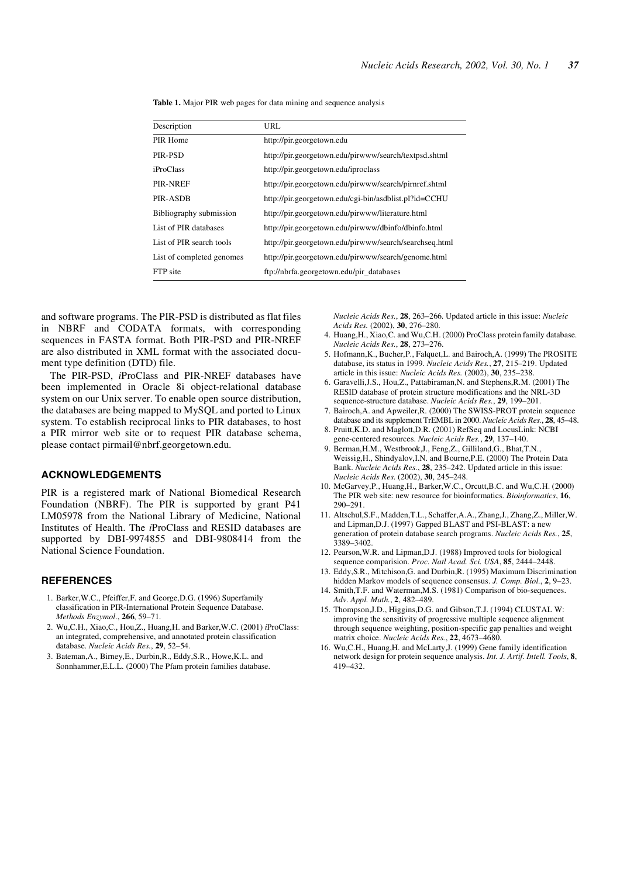**Table 1.** Major PIR web pages for data mining and sequence analysis

| Description | URL |
|---|---|
| PIR Home | http://pir.georgetown.edu |
| PIR-PSD | http://pir.georgetown.edu/pirwww/search/textpsd.shtml |
| iProClass | http://pir.georgetown.edu/iproclass |
| PIR-NREF | http://pir.georgetown.edu/pirwww/search/pirnref.shtml |
| PIR-ASDB | http://pir.georgetown.edu/cgi-bin/asdblist.pl?id=CCHU |
| Bibliography submission | http://pir.georgetown.edu/pirwww/literature.html |
| List of PIR databases | http://pir.georgetown.edu/pirwww/dbinfo/dbinfo.html |
| List of PIR search tools | http://pir.georgetown.edu/pirwww/search/searchseq.html |
| List of completed genomes | http://pir.georgetown.edu/pirwww/search/genome.html |
| FTP site | ftp://nbrfa.georgetown.edu/pir_databases |

and software programs. The PIR-PSD is distributed as flat files in NBRF and CODATA formats, with corresponding sequences in FASTA format. Both PIR-PSD and PIR-NREF are also distributed in XML format with the associated document type definition (DTD) file.

The PIR-PSD, *i*ProClass and PIR-NREF databases have been implemented in Oracle 8i object-relational database system on our Unix server. To enable open source distribution, the databases are being mapped to MySQL and ported to Linux system. To establish reciprocal links to PIR databases, to host a PIR mirror web site or to request PIR database schema, please contact pirmail@nbrf.georgetown.edu.

## ACKNOWLEDGEMENTS

PIR is a registered mark of National Biomedical Research Foundation (NBRF). The PIR is supported by grant P41 LM05978 from the National Library of Medicine, National Institutes of Health. The *i*ProClass and RESID databases are supported by DBI-9974855 and DBI-9808414 from the National Science Foundation.

## REFERENCES

1. Barker,W.C., Pfeiffer,F. and George,D.G. (1996) Superfamily classification in PIR-International Protein Sequence Database. *Methods Enzymol.*, **266**, 59–71.
2. Wu,C.H., Xiao,C., Hou,Z., Huang,H. and Barker,W.C. (2001) *i*ProClass: an integrated, comprehensive, and annotated protein classification database. *Nucleic Acids Res.*, **29**, 52–54.
3. Bateman,A., Birney,E., Durbin,R., Eddy,S.R., Howe,K.L. and Sonnhammer,E.L.L. (2000) The Pfam protein families database. *Nucleic Acids Res.*, **28**, 263–266. Updated article in this issue: *Nucleic Acids Res.* (2002), **30**, 276–280.
4. Huang,H., Xiao,C. and Wu,C.H. (2000) ProClass protein family database. *Nucleic Acids Res.*, **28**, 273–276.
5. Hofmann,K., Bucher,P., Falquet,L. and Bairoch,A. (1999) The PROSITE database, its status in 1999. *Nucleic Acids Res.*, **27**, 215–219. Updated article in this issue: *Nucleic Acids Res.* (2002), **30**, 235–238.
6. Garavelli,J.S., Hou,Z., Pattabiraman,N. and Stephens,R.M. (2001) The RESID database of protein structure modifications and the NRL-3D sequence-structure database. *Nucleic Acids Res.*, **29**, 199–201.
7. Bairoch,A. and Apweiler,R. (2000) The SWISS-PROT protein sequence database and its supplement TrEMBL in 2000. *Nucleic Acids Res.*, **28**, 45–48.
8. Pruitt,K.D. and Maglott,D.R. (2001) RefSeq and LocusLink: NCBI gene-centered resources. *Nucleic Acids Res.*, **29**, 137–140.
9. Berman,H.M., Westbrook,J., Feng,Z., Gilliland,G., Bhat,T.N., Weissig,H., Shindyalov,I.N. and Bourne,P.E. (2000) The Protein Data Bank. *Nucleic Acids Res.*, **28**, 235–242. Updated article in this issue: *Nucleic Acids Res.* (2002), **30**, 245–248.
10. McGarvey,P., Huang,H., Barker,W.C., Orcutt,B.C. and Wu,C.H. (2000) The PIR web site: new resource for bioinformatics. *Bioinformatics*, **16**, 290–291.
11. Altschul,S.F., Madden,T.L., Schaffer,A.A., Zhang,J., Zhang,Z., Miller,W. and Lipman,D.J. (1997) Gapped BLAST and PSI-BLAST: a new generation of protein database search programs. *Nucleic Acids Res.*, **25**, 3389–3402.
12. Pearson,W.R. and Lipman,D.J. (1988) Improved tools for biological sequence comparision. *Proc. Natl Acad. Sci. USA*, **85**, 2444–2448.
13. Eddy,S.R., Mitchison,G. and Durbin,R. (1995) Maximum Discrimination hidden Markov models of sequence consensus. *J. Comp. Biol.*, **2**, 9–23.
14. Smith,T.F. and Waterman,M.S. (1981) Comparison of bio-sequences. *Adv. Appl. Math.*, **2**, 482–489.
15. Thompson,J.D., Higgins,D.G. and Gibson,T.J. (1994) CLUSTAL W: improving the sensitivity of progressive multiple sequence alignment through sequence weighting, position-specific gap penalties and weight matrix choice. *Nucleic Acids Res.*, **22**, 4673–4680.
16. Wu,C.H., Huang,H. and McLarty,J. (1999) Gene family identification network design for protein sequence analysis. *Int. J. Artif. Intell. Tools*, **8**, 419–432.